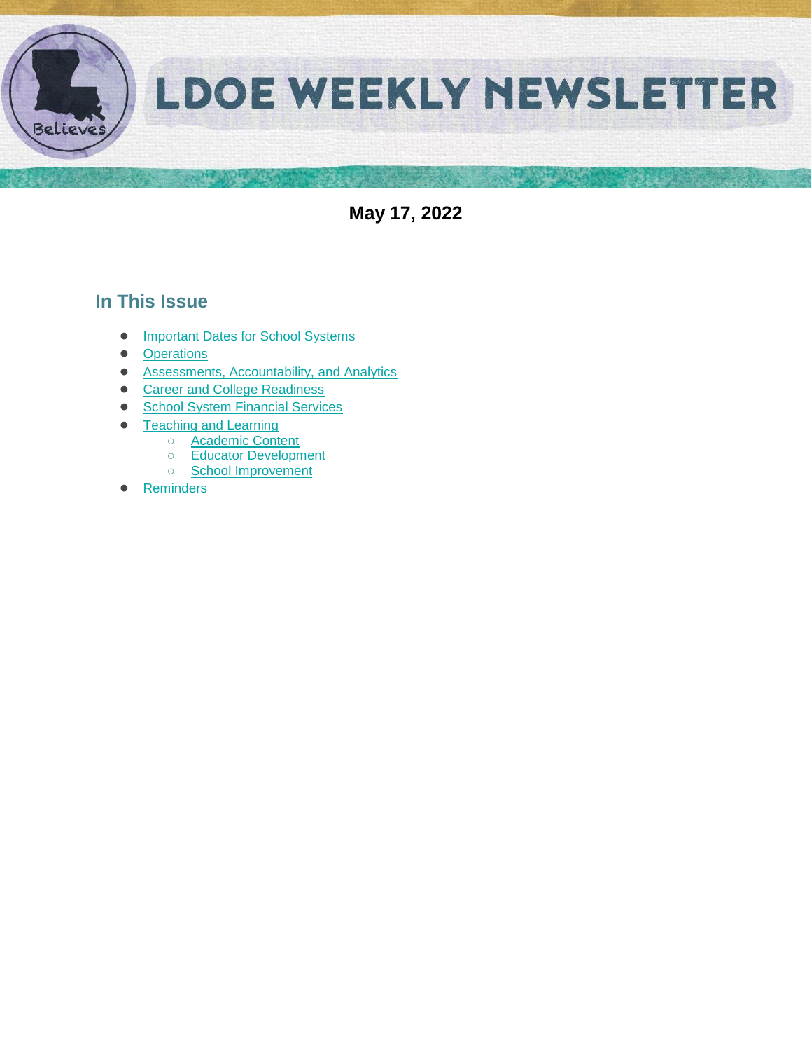# LDOE WEEKLY NEWSLETTER

**May 17, 2022**

## In This Issue

- Important Dates for School Systems
- Operations
- Assessments, Accountability, and Analytics
- Career and College Readiness
- School System Financial Services
- Teaching and Learning
  - Academic Content
  - Educator Development
  - School Improvement
- Reminders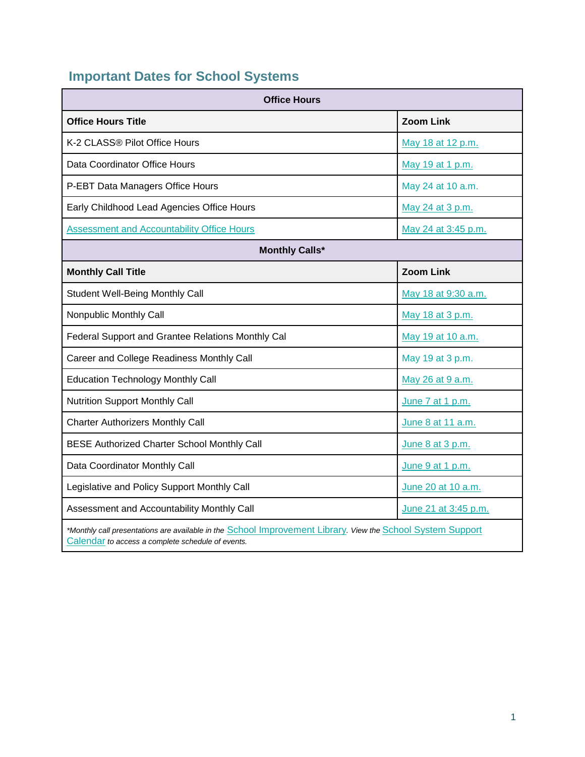## Important Dates for School Systems

| Office Hours | |
|---|---|
| **Office Hours Title** | **Zoom Link** |
| K-2 CLASS® Pilot Office Hours | May 18 at 12 p.m. |
| Data Coordinator Office Hours | May 19 at 1 p.m. |
| P-EBT Data Managers Office Hours | May 24 at 10 a.m. |
| Early Childhood Lead Agencies Office Hours | May 24 at 3 p.m. |
| Assessment and Accountability Office Hours | May 24 at 3:45 p.m. |
| **Monthly Calls*** | |
| **Monthly Call Title** | **Zoom Link** |
| Student Well-Being Monthly Call | May 18 at 9:30 a.m. |
| Nonpublic Monthly Call | May 18 at 3 p.m. |
| Federal Support and Grantee Relations Monthly Cal | May 19 at 10 a.m. |
| Career and College Readiness Monthly Call | May 19 at 3 p.m. |
| Education Technology Monthly Call | May 26 at 9 a.m. |
| Nutrition Support Monthly Call | June 7 at 1 p.m. |
| Charter Authorizers Monthly Call | June 8 at 11 a.m. |
| BESE Authorized Charter School Monthly Call | June 8 at 3 p.m. |
| Data Coordinator Monthly Call | June 9 at 1 p.m. |
| Legislative and Policy Support Monthly Call | June 20 at 10 a.m. |
| Assessment and Accountability Monthly Call | June 21 at 3:45 p.m. |

**Monthly call presentations are available in the* School Improvement Library*. View the* School System Support Calendar *to access a complete schedule of events.*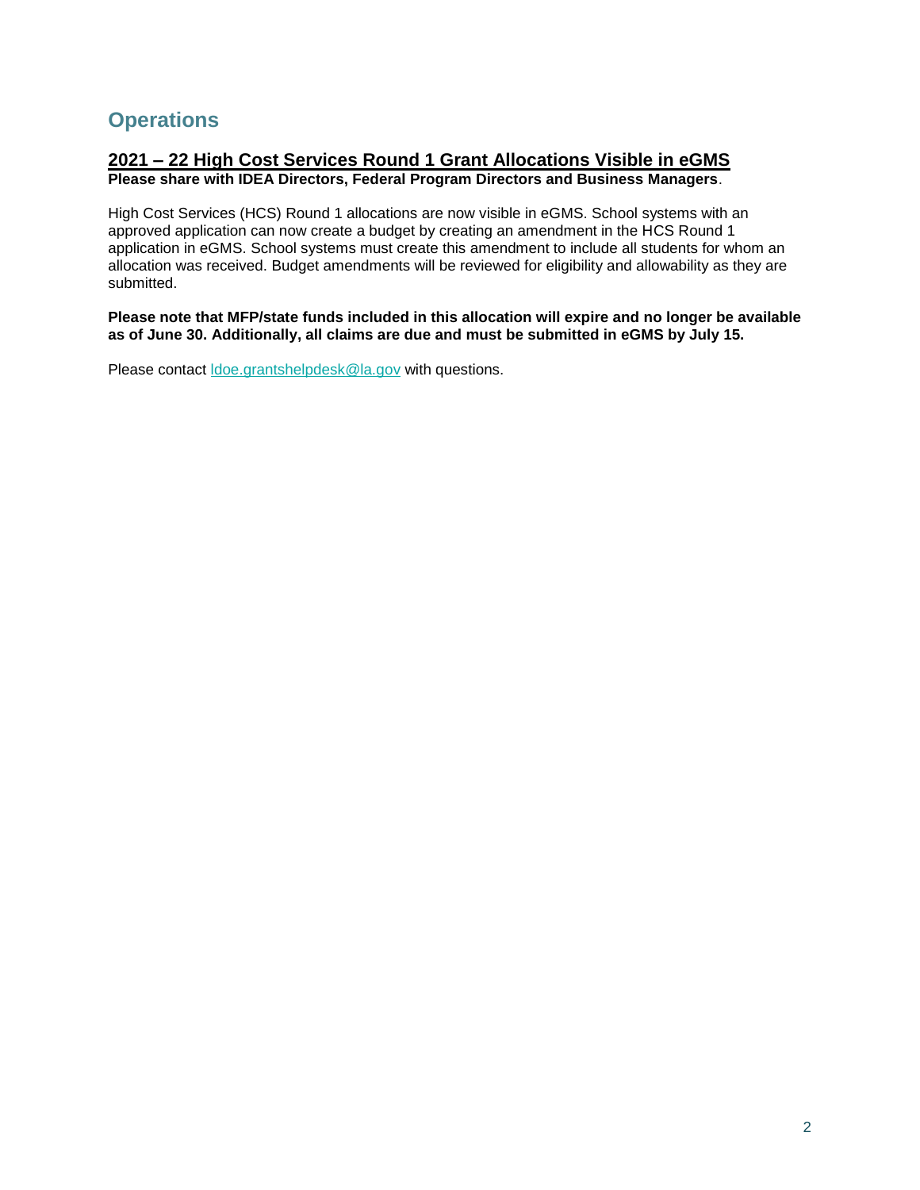## Operations

### <u>2021 – 22 High Cost Services Round 1 Grant Allocations Visible in eGMS</u>

**Please share with IDEA Directors, Federal Program Directors and Business Managers**.

High Cost Services (HCS) Round 1 allocations are now visible in eGMS. School systems with an approved application can now create a budget by creating an amendment in the HCS Round 1 application in eGMS. School systems must create this amendment to include all students for whom an allocation was received. Budget amendments will be reviewed for eligibility and allowability as they are submitted.

**Please note that MFP/state funds included in this allocation will expire and no longer be available as of June 30. Additionally, all claims are due and must be submitted in eGMS by July 15.**

Please contact [ldoe.grantshelpdesk@la.gov](mailto:ldoe.grantshelpdesk@la.gov) with questions.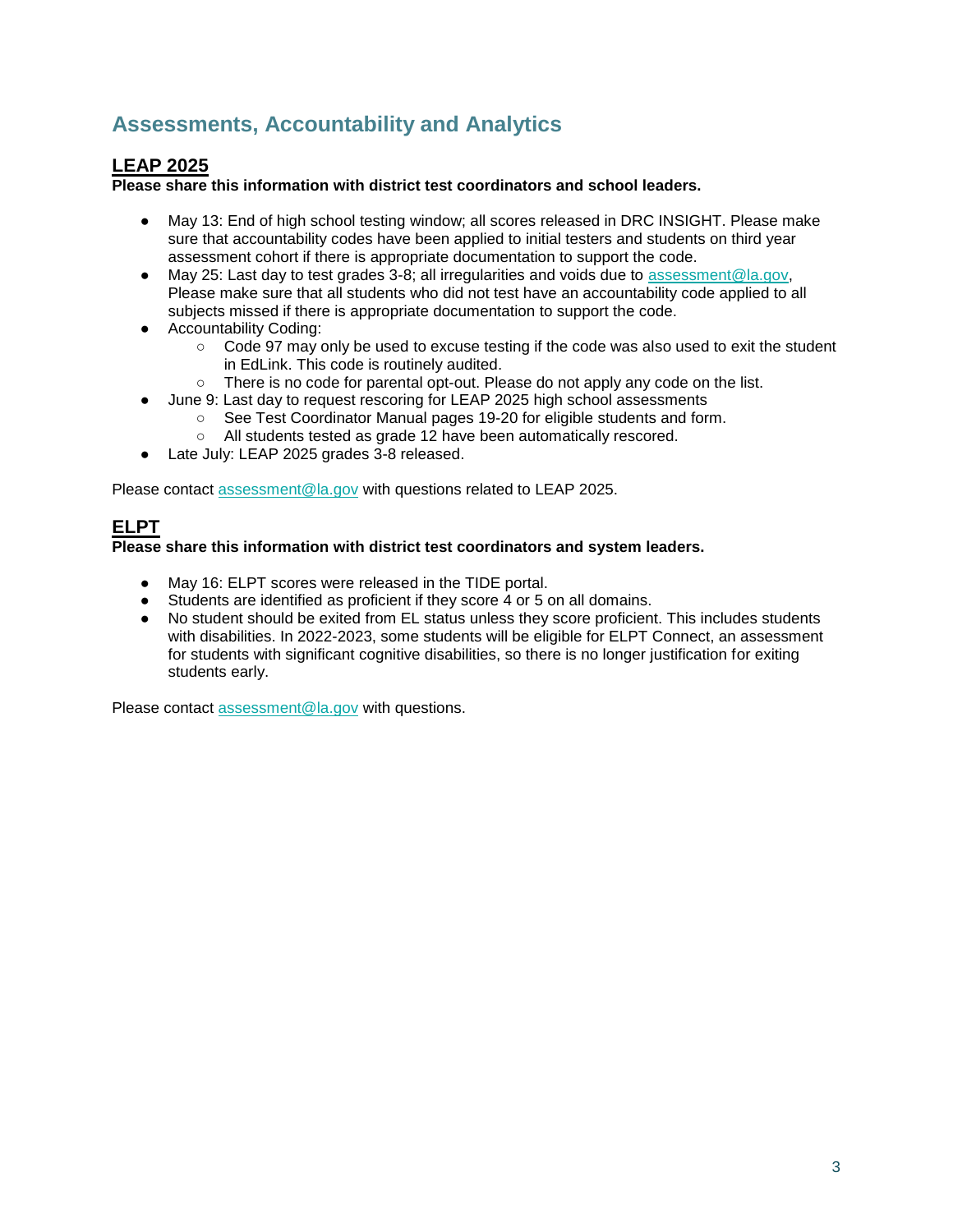## Assessments, Accountability and Analytics

### LEAP 2025

**Please share this information with district test coordinators and school leaders.**

- May 13: End of high school testing window; all scores released in DRC INSIGHT. Please make sure that accountability codes have been applied to initial testers and students on third year assessment cohort if there is appropriate documentation to support the code.
- May 25: Last day to test grades 3-8; all irregularities and voids due to assessment@la.gov, Please make sure that all students who did not test have an accountability code applied to all subjects missed if there is appropriate documentation to support the code.
- Accountability Coding:
  - Code 97 may only be used to excuse testing if the code was also used to exit the student in EdLink. This code is routinely audited.
  - There is no code for parental opt-out. Please do not apply any code on the list.
- June 9: Last day to request rescoring for LEAP 2025 high school assessments
  - See Test Coordinator Manual pages 19-20 for eligible students and form.
  - All students tested as grade 12 have been automatically rescored.
- Late July: LEAP 2025 grades 3-8 released.

Please contact assessment@la.gov with questions related to LEAP 2025.

### ELPT

**Please share this information with district test coordinators and system leaders.**

- May 16: ELPT scores were released in the TIDE portal.
- Students are identified as proficient if they score 4 or 5 on all domains.
- No student should be exited from EL status unless they score proficient. This includes students with disabilities. In 2022-2023, some students will be eligible for ELPT Connect, an assessment for students with significant cognitive disabilities, so there is no longer justification for exiting students early.

Please contact assessment@la.gov with questions.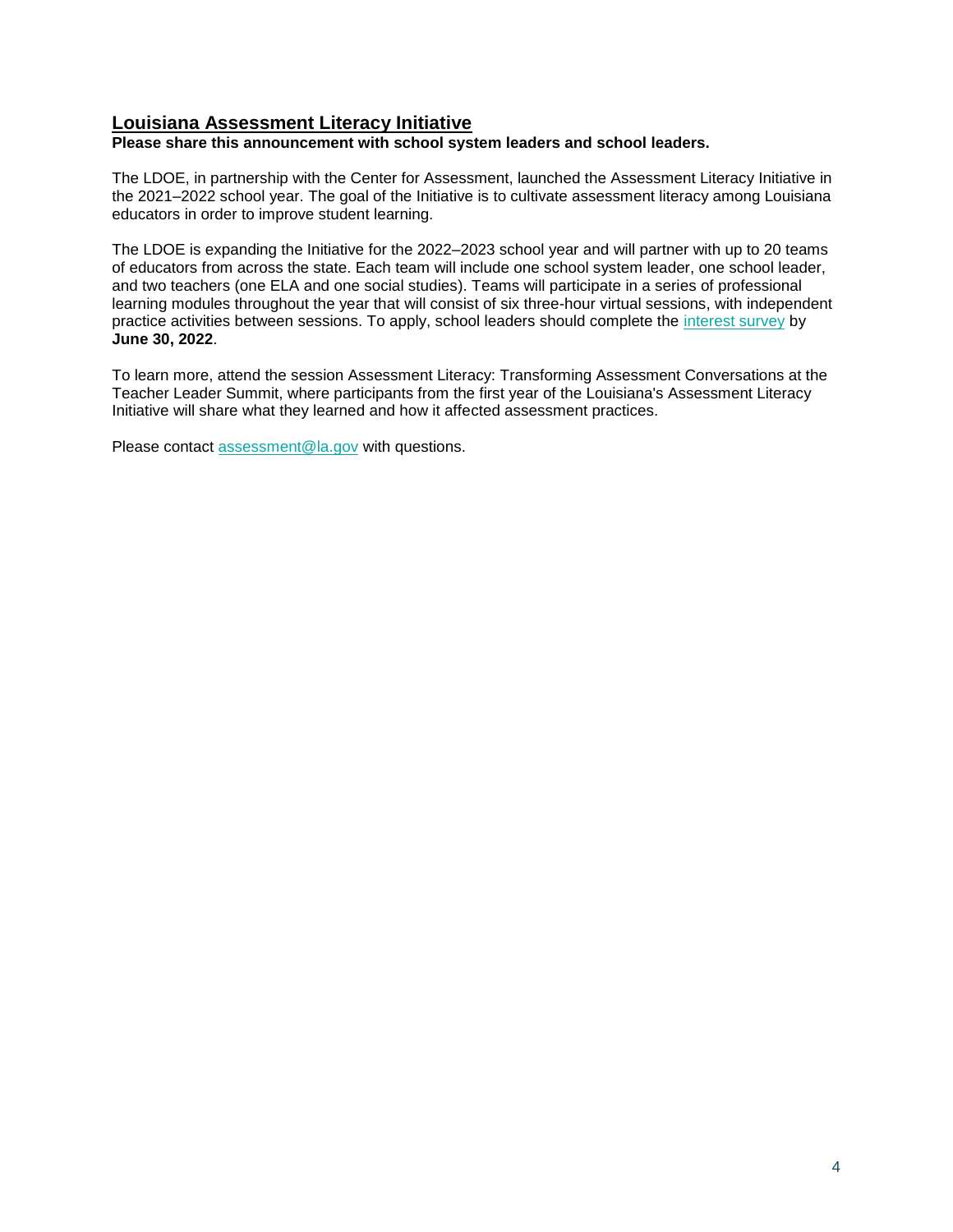## Louisiana Assessment Literacy Initiative

**Please share this announcement with school system leaders and school leaders.**

The LDOE, in partnership with the Center for Assessment, launched the Assessment Literacy Initiative in the 2021–2022 school year. The goal of the Initiative is to cultivate assessment literacy among Louisiana educators in order to improve student learning.

The LDOE is expanding the Initiative for the 2022–2023 school year and will partner with up to 20 teams of educators from across the state. Each team will include one school system leader, one school leader, and two teachers (one ELA and one social studies). Teams will participate in a series of professional learning modules throughout the year that will consist of six three-hour virtual sessions, with independent practice activities between sessions. To apply, school leaders should complete the interest survey by **June 30, 2022**.

To learn more, attend the session Assessment Literacy: Transforming Assessment Conversations at the Teacher Leader Summit, where participants from the first year of the Louisiana's Assessment Literacy Initiative will share what they learned and how it affected assessment practices.

Please contact assessment@la.gov with questions.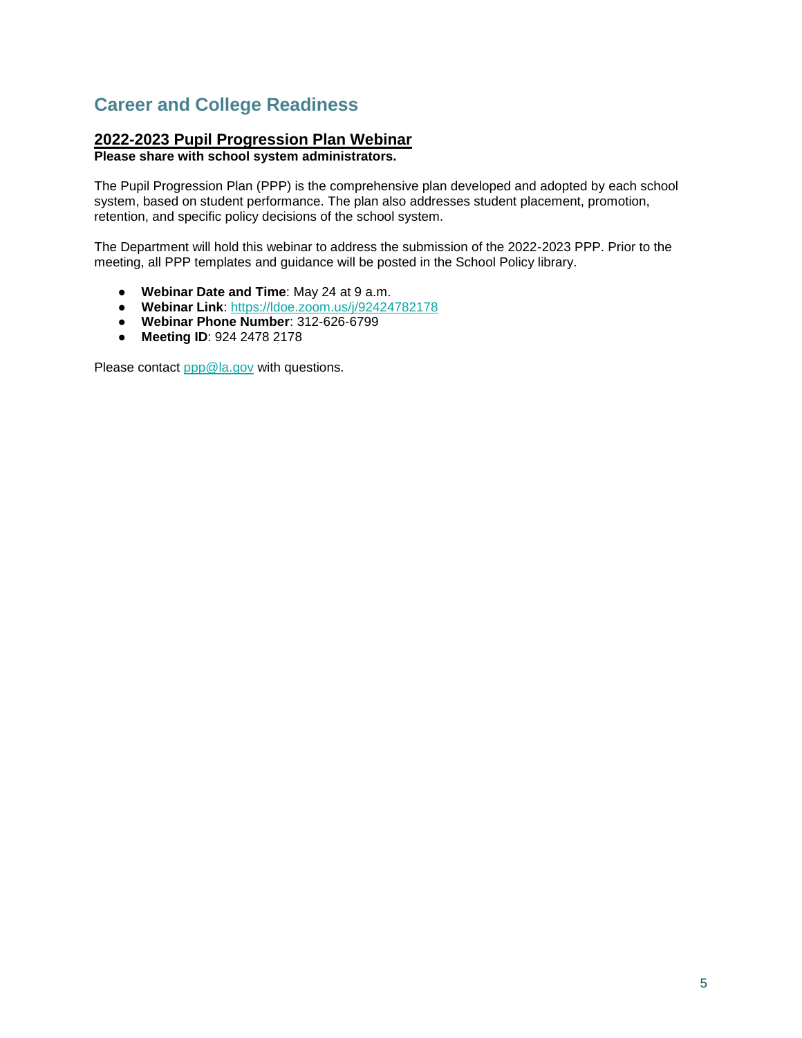## Career and College Readiness

### 2022-2023 Pupil Progression Plan Webinar

**Please share with school system administrators.**

The Pupil Progression Plan (PPP) is the comprehensive plan developed and adopted by each school system, based on student performance. The plan also addresses student placement, promotion, retention, and specific policy decisions of the school system.

The Department will hold this webinar to address the submission of the 2022-2023 PPP. Prior to the meeting, all PPP templates and guidance will be posted in the School Policy library.

- **Webinar Date and Time**: May 24 at 9 a.m.
- **Webinar Link**: [https://ldoe.zoom.us/j/92424782178](https://ldoe.zoom.us/j/92424782178)
- **Webinar Phone Number**: 312-626-6799
- **Meeting ID**: 924 2478 2178

Please contact [ppp@la.gov](mailto:ppp@la.gov) with questions.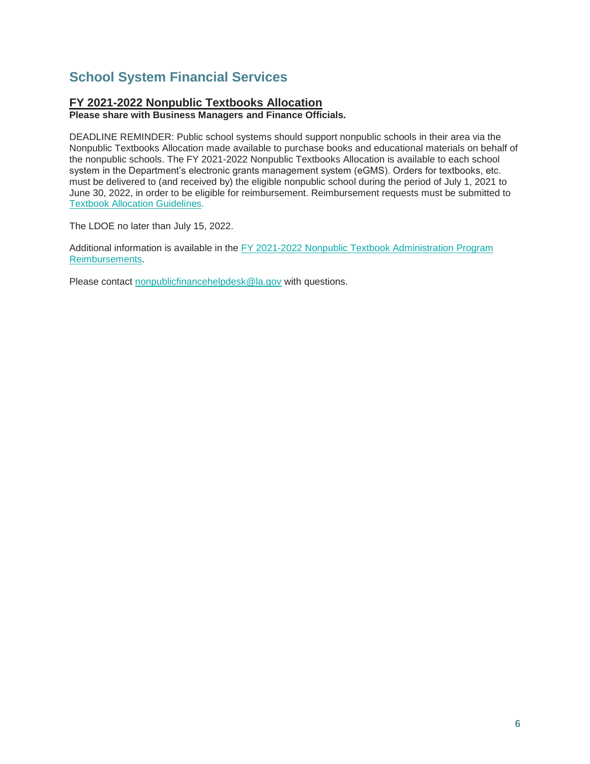## School System Financial Services

### FY 2021-2022 Nonpublic Textbooks Allocation

**Please share with Business Managers and Finance Officials.**

DEADLINE REMINDER: Public school systems should support nonpublic schools in their area via the Nonpublic Textbooks Allocation made available to purchase books and educational materials on behalf of the nonpublic schools. The FY 2021-2022 Nonpublic Textbooks Allocation is available to each school system in the Department's electronic grants management system (eGMS). Orders for textbooks, etc. must be delivered to (and received by) the eligible nonpublic school during the period of July 1, 2021 to June 30, 2022, in order to be eligible for reimbursement. Reimbursement requests must be submitted to Textbook Allocation Guidelines.

The LDOE no later than July 15, 2022.

Additional information is available in the FY 2021-2022 Nonpublic Textbook Administration Program Reimbursements.

Please contact nonpublicfinancehelpdesk@la.gov with questions.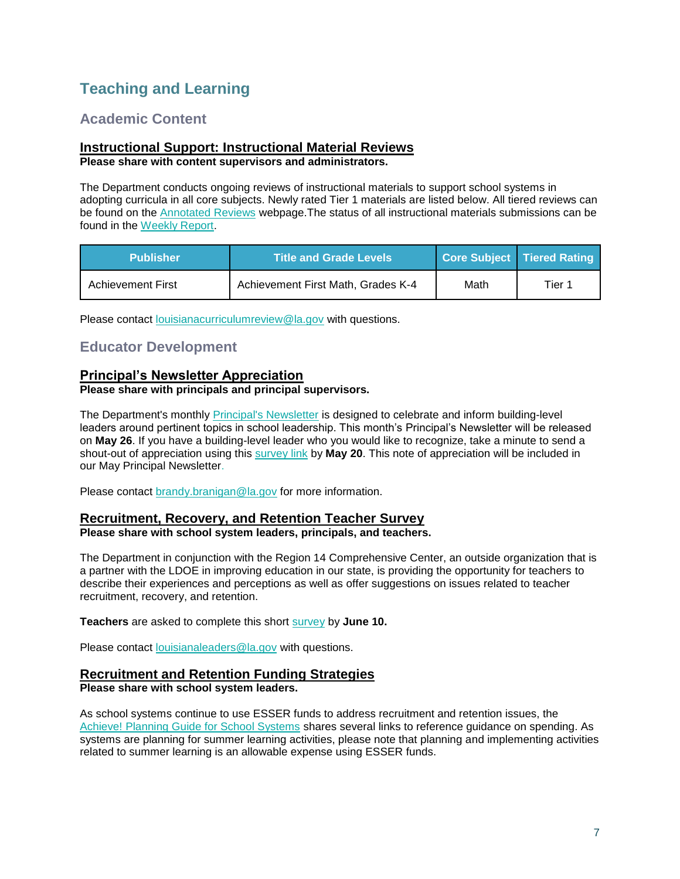# Teaching and Learning

## Academic Content

### Instructional Support: Instructional Material Reviews

**Please share with content supervisors and administrators.**

The Department conducts ongoing reviews of instructional materials to support school systems in adopting curricula in all core subjects. Newly rated Tier 1 materials are listed below. All tiered reviews can be found on the Annotated Reviews webpage.The status of all instructional materials submissions can be found in the Weekly Report.

| Publisher | Title and Grade Levels | Core Subject | Tiered Rating |
| --- | --- | --- | --- |
| Achievement First | Achievement First Math, Grades K-4 | Math | Tier 1 |

Please contact louisianacurriculumreview@la.gov with questions.

## Educator Development

### Principal's Newsletter Appreciation

**Please share with principals and principal supervisors.**

The Department's monthly Principal's Newsletter is designed to celebrate and inform building-level leaders around pertinent topics in school leadership. This month's Principal's Newsletter will be released on **May 26**. If you have a building-level leader who you would like to recognize, take a minute to send a shout-out of appreciation using this survey link by **May 20**. This note of appreciation will be included in our May Principal Newsletter.

Please contact brandy.branigan@la.gov for more information.

### Recruitment, Recovery, and Retention Teacher Survey

**Please share with school system leaders, principals, and teachers.**

The Department in conjunction with the Region 14 Comprehensive Center, an outside organization that is a partner with the LDOE in improving education in our state, is providing the opportunity for teachers to describe their experiences and perceptions as well as offer suggestions on issues related to teacher recruitment, recovery, and retention.

**Teachers** are asked to complete this short survey by **June 10.**

Please contact louisianaleaders@la.gov with questions.

### Recruitment and Retention Funding Strategies

**Please share with school system leaders.**

As school systems continue to use ESSER funds to address recruitment and retention issues, the Achieve! Planning Guide for School Systems shares several links to reference guidance on spending. As systems are planning for summer learning activities, please note that planning and implementing activities related to summer learning is an allowable expense using ESSER funds.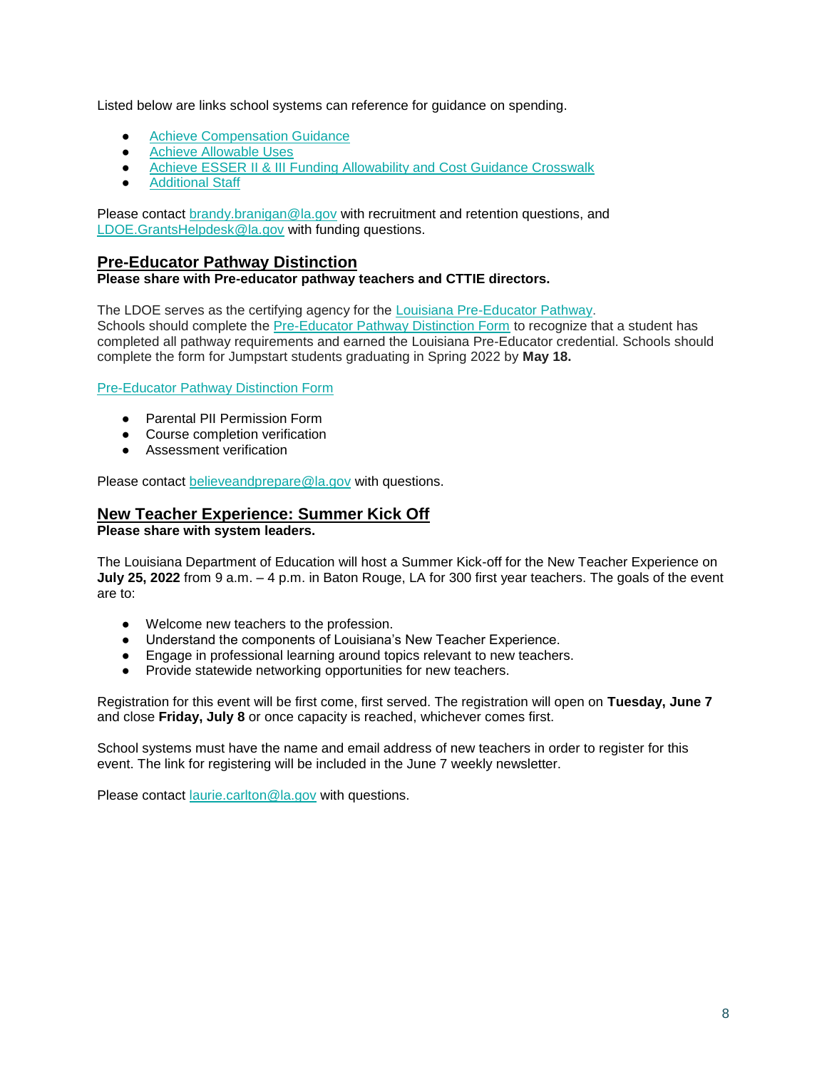Listed below are links school systems can reference for guidance on spending.

- [Achieve Compensation Guidance]
- [Achieve Allowable Uses]
- [Achieve ESSER II & III Funding Allowability and Cost Guidance Crosswalk]
- [Additional Staff]

Please contact brandy.branigan@la.gov with recruitment and retention questions, and LDOE.GrantsHelpdesk@la.gov with funding questions.

## Pre-Educator Pathway Distinction

**Please share with Pre-educator pathway teachers and CTTIE directors.**

The LDOE serves as the certifying agency for the Louisiana Pre-Educator Pathway.
Schools should complete the Pre-Educator Pathway Distinction Form to recognize that a student has completed all pathway requirements and earned the Louisiana Pre-Educator credential. Schools should complete the form for Jumpstart students graduating in Spring 2022 by **May 18.**

Pre-Educator Pathway Distinction Form

- Parental PII Permission Form
- Course completion verification
- Assessment verification

Please contact believeandprepare@la.gov with questions.

## New Teacher Experience: Summer Kick Off

**Please share with system leaders.**

The Louisiana Department of Education will host a Summer Kick-off for the New Teacher Experience on **July 25, 2022** from 9 a.m. – 4 p.m. in Baton Rouge, LA for 300 first year teachers. The goals of the event are to:

- Welcome new teachers to the profession.
- Understand the components of Louisiana's New Teacher Experience.
- Engage in professional learning around topics relevant to new teachers.
- Provide statewide networking opportunities for new teachers.

Registration for this event will be first come, first served. The registration will open on **Tuesday, June 7** and close **Friday, July 8** or once capacity is reached, whichever comes first.

School systems must have the name and email address of new teachers in order to register for this event. The link for registering will be included in the June 7 weekly newsletter.

Please contact laurie.carlton@la.gov with questions.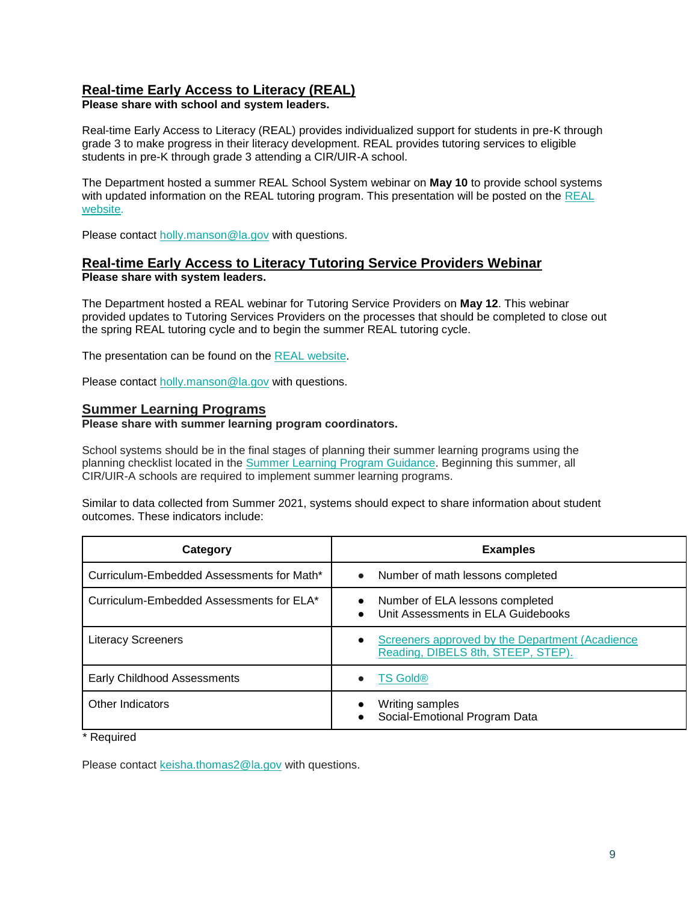## Real-time Early Access to Literacy (REAL)

**Please share with school and system leaders.**

Real-time Early Access to Literacy (REAL) provides individualized support for students in pre-K through grade 3 to make progress in their literacy development. REAL provides tutoring services to eligible students in pre-K through grade 3 attending a CIR/UIR-A school.

The Department hosted a summer REAL School System webinar on **May 10** to provide school systems with updated information on the REAL tutoring program. This presentation will be posted on the REAL website.

Please contact holly.manson@la.gov with questions.

## Real-time Early Access to Literacy Tutoring Service Providers Webinar

**Please share with system leaders.**

The Department hosted a REAL webinar for Tutoring Service Providers on **May 12**. This webinar provided updates to Tutoring Services Providers on the processes that should be completed to close out the spring REAL tutoring cycle and to begin the summer REAL tutoring cycle.

The presentation can be found on the REAL website.

Please contact holly.manson@la.gov with questions.

## Summer Learning Programs

**Please share with summer learning program coordinators.**

School systems should be in the final stages of planning their summer learning programs using the planning checklist located in the Summer Learning Program Guidance. Beginning this summer, all CIR/UIR-A schools are required to implement summer learning programs.

Similar to data collected from Summer 2021, systems should expect to share information about student outcomes. These indicators include:

| Category | Examples |
|---|---|
| Curriculum-Embedded Assessments for Math* | • Number of math lessons completed |
| Curriculum-Embedded Assessments for ELA* | • Number of ELA lessons completed<br>• Unit Assessments in ELA Guidebooks |
| Literacy Screeners | • Screeners approved by the Department (Acadience Reading, DIBELS 8th, STEEP, STEP). |
| Early Childhood Assessments | • TS Gold® |
| Other Indicators | • Writing samples<br>• Social-Emotional Program Data |

\* Required

Please contact keisha.thomas2@la.gov with questions.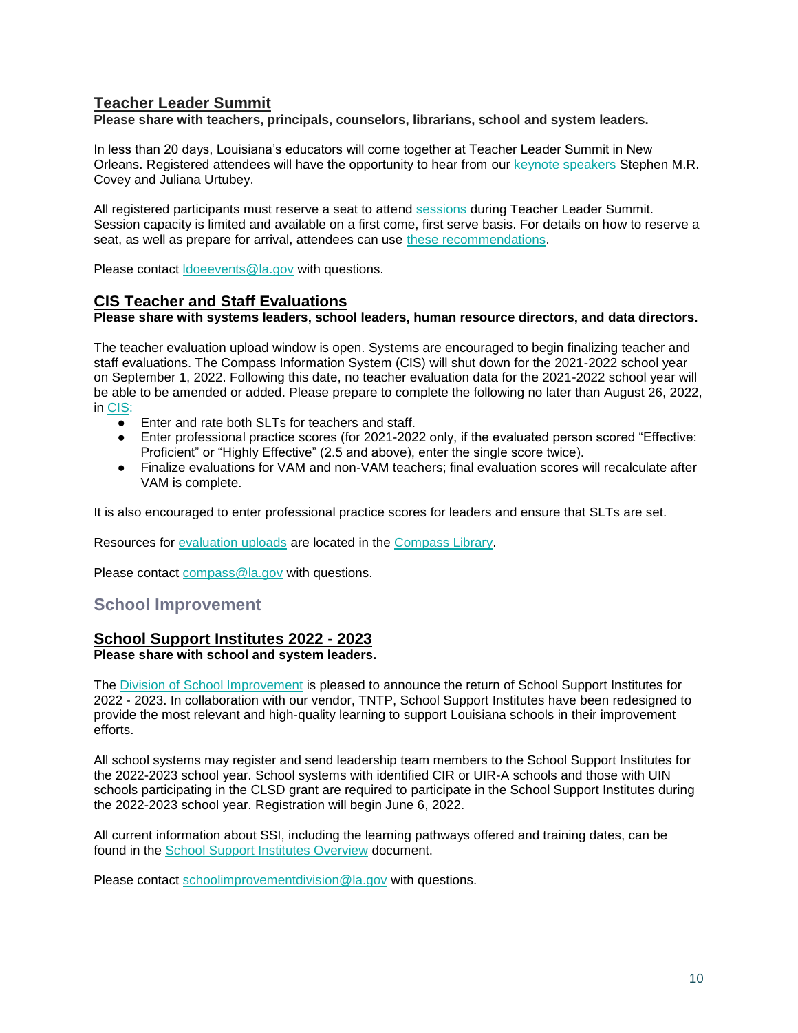## Teacher Leader Summit

**Please share with teachers, principals, counselors, librarians, school and system leaders.**

In less than 20 days, Louisiana's educators will come together at Teacher Leader Summit in New Orleans. Registered attendees will have the opportunity to hear from our keynote speakers Stephen M.R. Covey and Juliana Urtubey.

All registered participants must reserve a seat to attend sessions during Teacher Leader Summit. Session capacity is limited and available on a first come, first serve basis. For details on how to reserve a seat, as well as prepare for arrival, attendees can use these recommendations.

Please contact ldoeevents@la.gov with questions.

## CIS Teacher and Staff Evaluations

**Please share with systems leaders, school leaders, human resource directors, and data directors.**

The teacher evaluation upload window is open. Systems are encouraged to begin finalizing teacher and staff evaluations. The Compass Information System (CIS) will shut down for the 2021-2022 school year on September 1, 2022. Following this date, no teacher evaluation data for the 2021-2022 school year will be able to be amended or added. Please prepare to complete the following no later than August 26, 2022, in CIS:

- Enter and rate both SLTs for teachers and staff.
- Enter professional practice scores (for 2021-2022 only, if the evaluated person scored "Effective: Proficient" or "Highly Effective" (2.5 and above), enter the single score twice).
- Finalize evaluations for VAM and non-VAM teachers; final evaluation scores will recalculate after VAM is complete.

It is also encouraged to enter professional practice scores for leaders and ensure that SLTs are set.

Resources for evaluation uploads are located in the Compass Library.

Please contact compass@la.gov with questions.

# School Improvement

## School Support Institutes 2022 - 2023

**Please share with school and system leaders.**

The Division of School Improvement is pleased to announce the return of School Support Institutes for 2022 - 2023. In collaboration with our vendor, TNTP, School Support Institutes have been redesigned to provide the most relevant and high-quality learning to support Louisiana schools in their improvement efforts.

All school systems may register and send leadership team members to the School Support Institutes for the 2022-2023 school year. School systems with identified CIR or UIR-A schools and those with UIN schools participating in the CLSD grant are required to participate in the School Support Institutes during the 2022-2023 school year. Registration will begin June 6, 2022.

All current information about SSI, including the learning pathways offered and training dates, can be found in the School Support Institutes Overview document.

Please contact schoolimprovementdivision@la.gov with questions.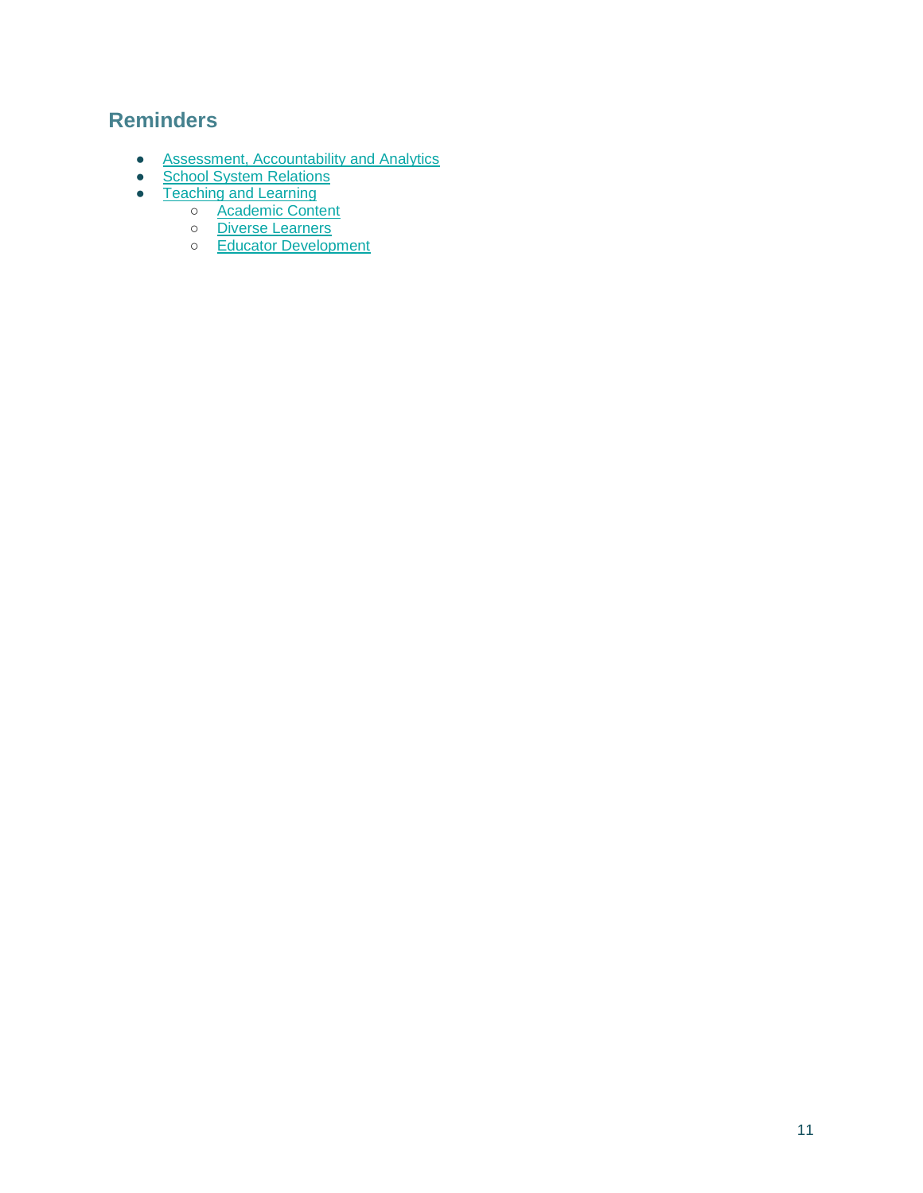## Reminders

- Assessment, Accountability and Analytics
- School System Relations
- Teaching and Learning
    - Academic Content
    - Diverse Learners
    - Educator Development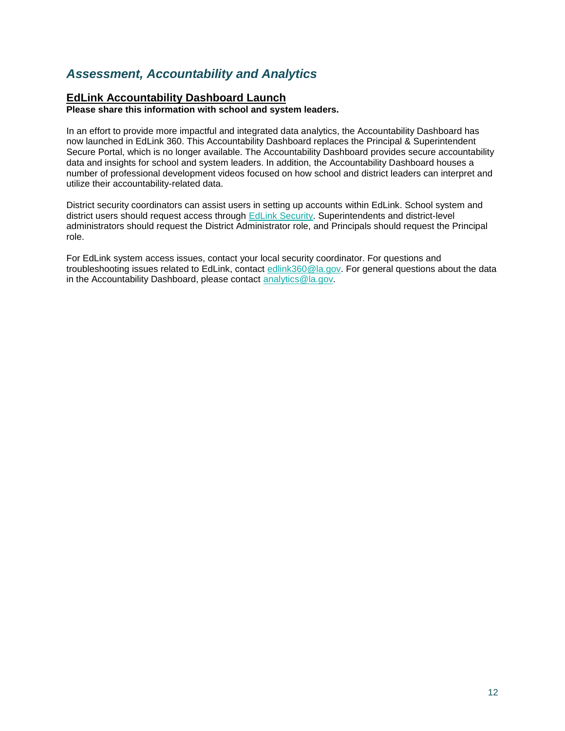## *Assessment, Accountability and Analytics*

### EdLink Accountability Dashboard Launch

**Please share this information with school and system leaders.**

In an effort to provide more impactful and integrated data analytics, the Accountability Dashboard has now launched in EdLink 360. This Accountability Dashboard replaces the Principal & Superintendent Secure Portal, which is no longer available. The Accountability Dashboard provides secure accountability data and insights for school and system leaders. In addition, the Accountability Dashboard houses a number of professional development videos focused on how school and district leaders can interpret and utilize their accountability-related data.

District security coordinators can assist users in setting up accounts within EdLink. School system and district users should request access through EdLink Security. Superintendents and district-level administrators should request the District Administrator role, and Principals should request the Principal role.

For EdLink system access issues, contact your local security coordinator. For questions and troubleshooting issues related to EdLink, contact edlink360@la.gov. For general questions about the data in the Accountability Dashboard, please contact analytics@la.gov.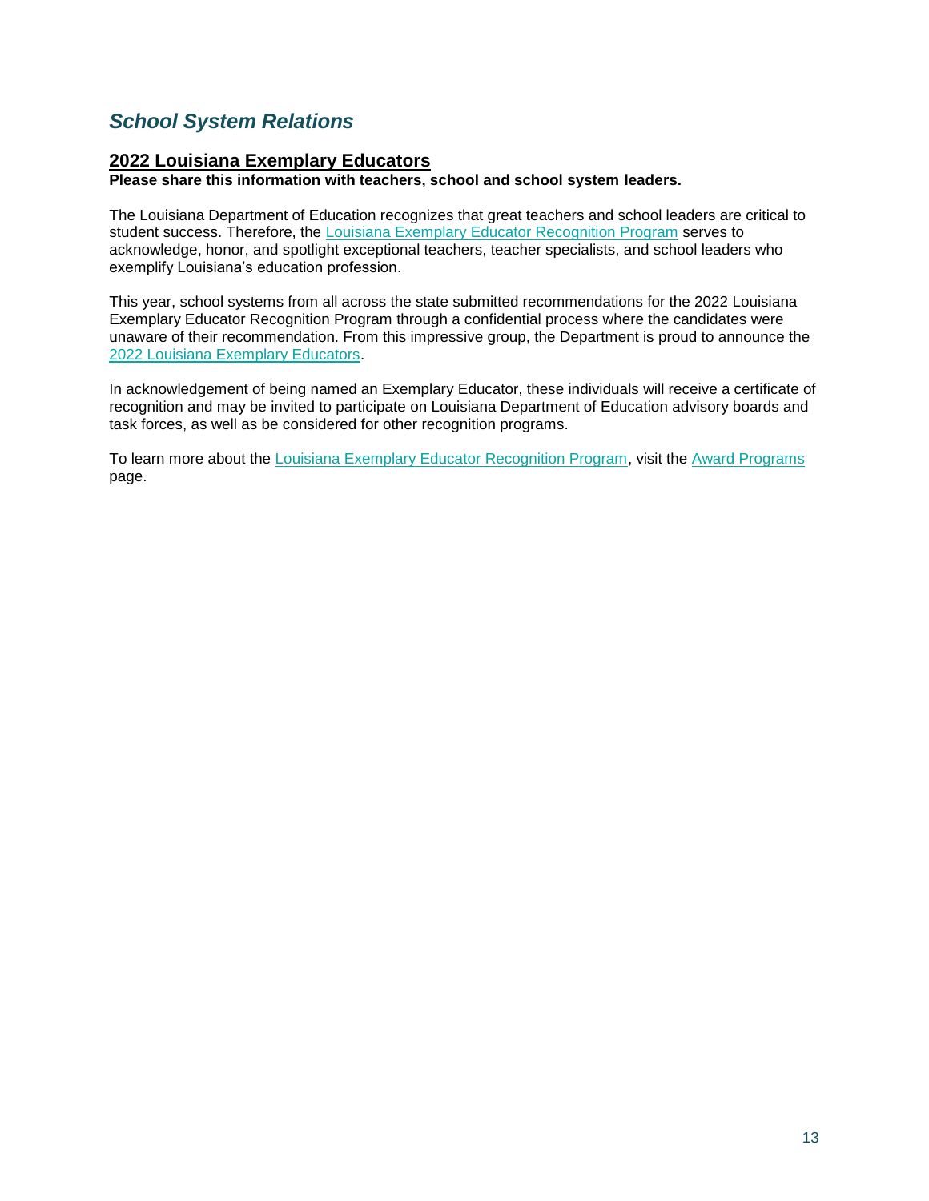## *School System Relations*

### 2022 Louisiana Exemplary Educators

**Please share this information with teachers, school and school system leaders.**

The Louisiana Department of Education recognizes that great teachers and school leaders are critical to student success. Therefore, the Louisiana Exemplary Educator Recognition Program serves to acknowledge, honor, and spotlight exceptional teachers, teacher specialists, and school leaders who exemplify Louisiana's education profession.

This year, school systems from all across the state submitted recommendations for the 2022 Louisiana Exemplary Educator Recognition Program through a confidential process where the candidates were unaware of their recommendation. From this impressive group, the Department is proud to announce the 2022 Louisiana Exemplary Educators.

In acknowledgement of being named an Exemplary Educator, these individuals will receive a certificate of recognition and may be invited to participate on Louisiana Department of Education advisory boards and task forces, as well as be considered for other recognition programs.

To learn more about the Louisiana Exemplary Educator Recognition Program, visit the Award Programs page.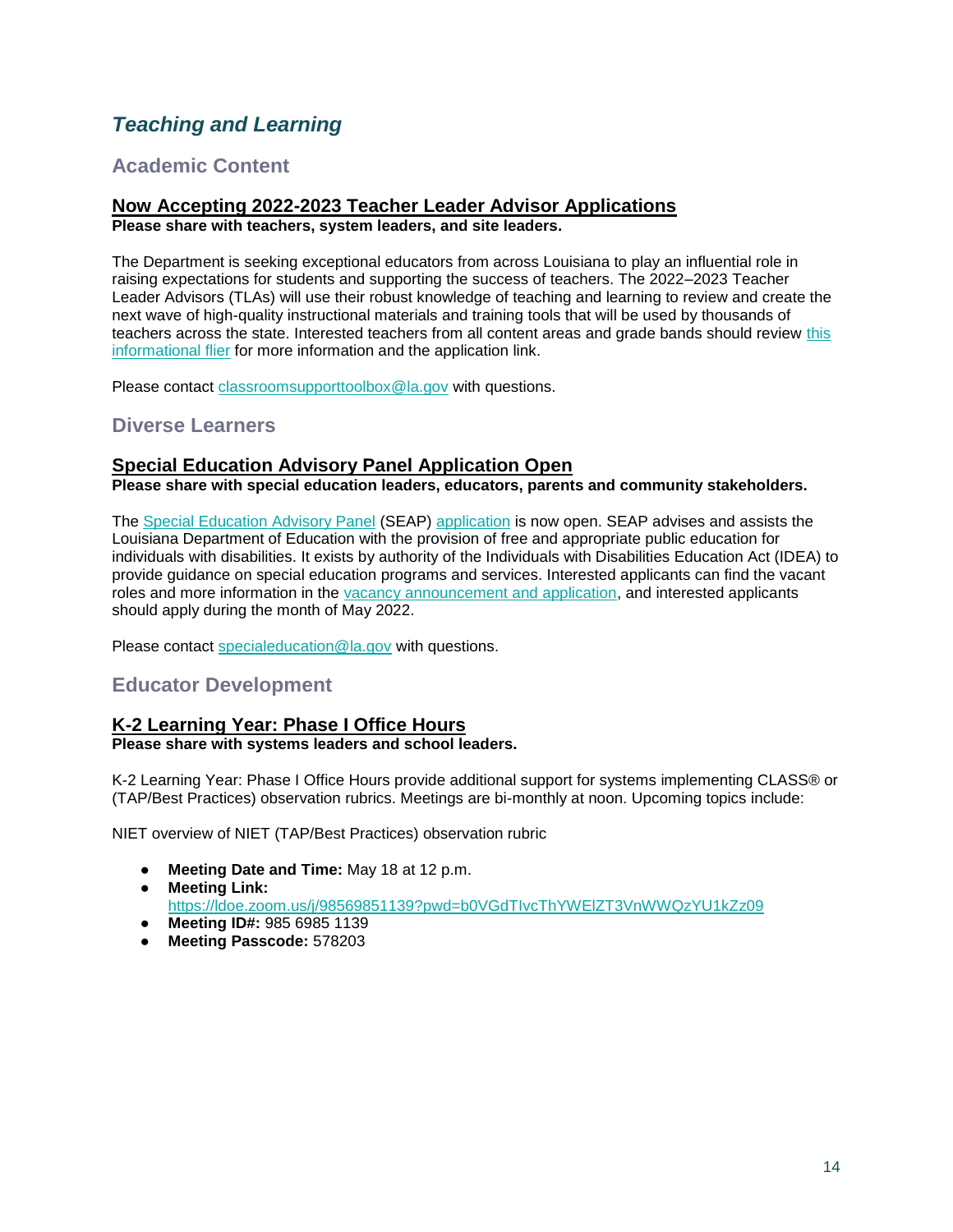## *Teaching and Learning*

### Academic Content

#### Now Accepting 2022-2023 Teacher Leader Advisor Applications

**Please share with teachers, system leaders, and site leaders.**

The Department is seeking exceptional educators from across Louisiana to play an influential role in raising expectations for students and supporting the success of teachers. The 2022–2023 Teacher Leader Advisors (TLAs) will use their robust knowledge of teaching and learning to review and create the next wave of high-quality instructional materials and training tools that will be used by thousands of teachers across the state. Interested teachers from all content areas and grade bands should review this informational flier for more information and the application link.

Please contact classroomsupporttoolbox@la.gov with questions.

### Diverse Learners

#### Special Education Advisory Panel Application Open

**Please share with special education leaders, educators, parents and community stakeholders.**

The Special Education Advisory Panel (SEAP) application is now open. SEAP advises and assists the Louisiana Department of Education with the provision of free and appropriate public education for individuals with disabilities. It exists by authority of the Individuals with Disabilities Education Act (IDEA) to provide guidance on special education programs and services. Interested applicants can find the vacant roles and more information in the vacancy announcement and application, and interested applicants should apply during the month of May 2022.

Please contact specialeducation@la.gov with questions.

### Educator Development

#### K-2 Learning Year: Phase I Office Hours

**Please share with systems leaders and school leaders.**

K-2 Learning Year: Phase I Office Hours provide additional support for systems implementing CLASS® or (TAP/Best Practices) observation rubrics. Meetings are bi-monthly at noon. Upcoming topics include:

NIET overview of NIET (TAP/Best Practices) observation rubric

- **Meeting Date and Time:** May 18 at 12 p.m.
- **Meeting Link:** https://ldoe.zoom.us/j/98569851139?pwd=b0VGdTIvcThYWElZT3VnWWQzYU1kZz09
- **Meeting ID#:** 985 6985 1139
- **Meeting Passcode:** 578203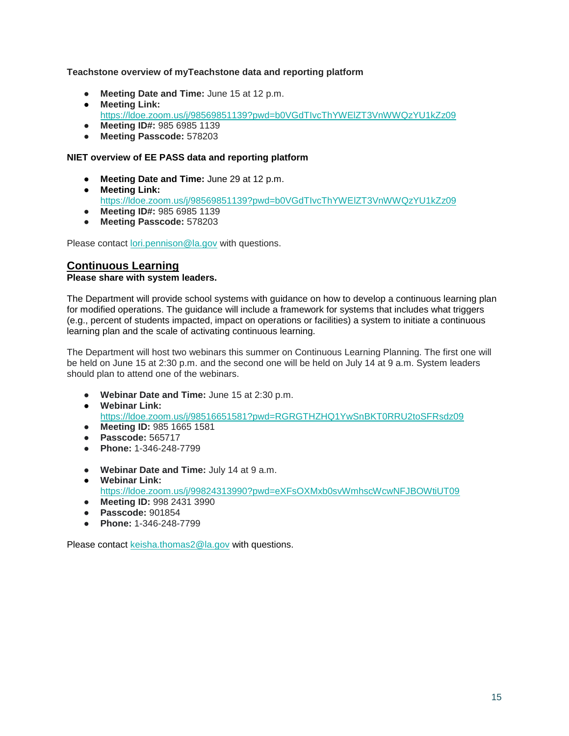**Teachstone overview of myTeachstone data and reporting platform**

- **Meeting Date and Time:** June 15 at 12 p.m.
- **Meeting Link:** https://ldoe.zoom.us/j/98569851139?pwd=b0VGdTIvcThYWElZT3VnWWQzYU1kZz09
- **Meeting ID#:** 985 6985 1139
- **Meeting Passcode:** 578203

**NIET overview of EE PASS data and reporting platform**

- **Meeting Date and Time:** June 29 at 12 p.m.
- **Meeting Link:** https://ldoe.zoom.us/j/98569851139?pwd=b0VGdTIvcThYWElZT3VnWWQzYU1kZz09
- **Meeting ID#:** 985 6985 1139
- **Meeting Passcode:** 578203

Please contact lori.pennison@la.gov with questions.

## Continuous Learning

**Please share with system leaders.**

The Department will provide school systems with guidance on how to develop a continuous learning plan for modified operations. The guidance will include a framework for systems that includes what triggers (e.g., percent of students impacted, impact on operations or facilities) a system to initiate a continuous learning plan and the scale of activating continuous learning.

The Department will host two webinars this summer on Continuous Learning Planning. The first one will be held on June 15 at 2:30 p.m. and the second one will be held on July 14 at 9 a.m. System leaders should plan to attend one of the webinars.

- **Webinar Date and Time:** June 15 at 2:30 p.m.
- **Webinar Link:** https://ldoe.zoom.us/j/98516651581?pwd=RGRGTHZHQ1YwSnBKT0RRU2toSFRsdz09
- **Meeting ID:** 985 1665 1581
- **Passcode:** 565717
- **Phone:** 1-346-248-7799

- **Webinar Date and Time:** July 14 at 9 a.m.
- **Webinar Link:** https://ldoe.zoom.us/j/99824313990?pwd=eXFsOXMxb0svWmhscWcwNFJBOWtiUT09
- **Meeting ID:** 998 2431 3990
- **Passcode:** 901854
- **Phone:** 1-346-248-7799

Please contact keisha.thomas2@la.gov with questions.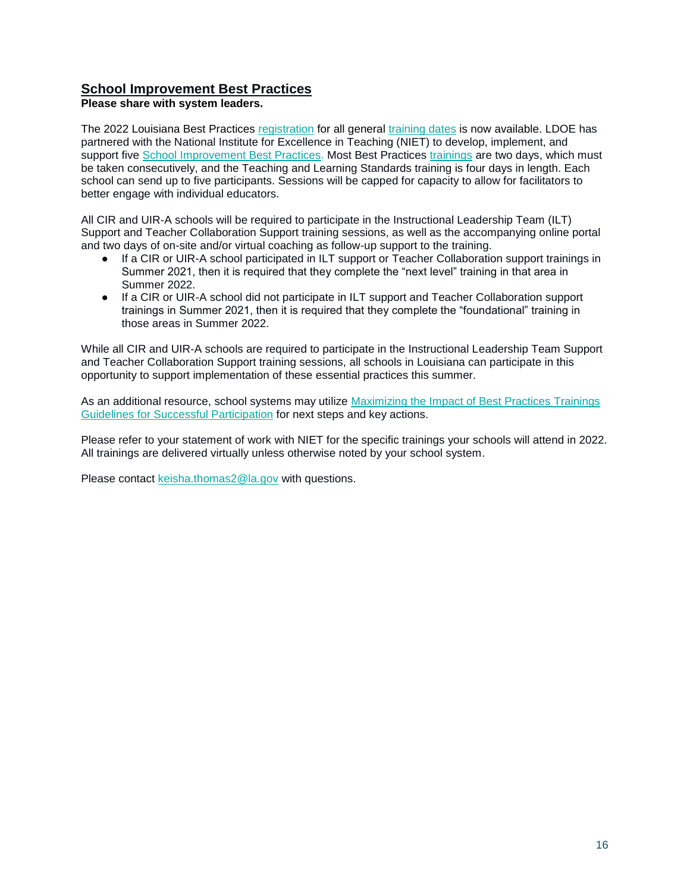## School Improvement Best Practices

**Please share with system leaders.**

The 2022 Louisiana Best Practices registration for all general training dates is now available. LDOE has partnered with the National Institute for Excellence in Teaching (NIET) to develop, implement, and support five School Improvement Best Practices. Most Best Practices trainings are two days, which must be taken consecutively, and the Teaching and Learning Standards training is four days in length. Each school can send up to five participants. Sessions will be capped for capacity to allow for facilitators to better engage with individual educators.

All CIR and UIR-A schools will be required to participate in the Instructional Leadership Team (ILT) Support and Teacher Collaboration Support training sessions, as well as the accompanying online portal and two days of on-site and/or virtual coaching as follow-up support to the training.

- If a CIR or UIR-A school participated in ILT support or Teacher Collaboration support trainings in Summer 2021, then it is required that they complete the "next level" training in that area in Summer 2022.
- If a CIR or UIR-A school did not participate in ILT support and Teacher Collaboration support trainings in Summer 2021, then it is required that they complete the "foundational" training in those areas in Summer 2022.

While all CIR and UIR-A schools are required to participate in the Instructional Leadership Team Support and Teacher Collaboration Support training sessions, all schools in Louisiana can participate in this opportunity to support implementation of these essential practices this summer.

As an additional resource, school systems may utilize Maximizing the Impact of Best Practices Trainings Guidelines for Successful Participation for next steps and key actions.

Please refer to your statement of work with NIET for the specific trainings your schools will attend in 2022. All trainings are delivered virtually unless otherwise noted by your school system.

Please contact keisha.thomas2@la.gov with questions.